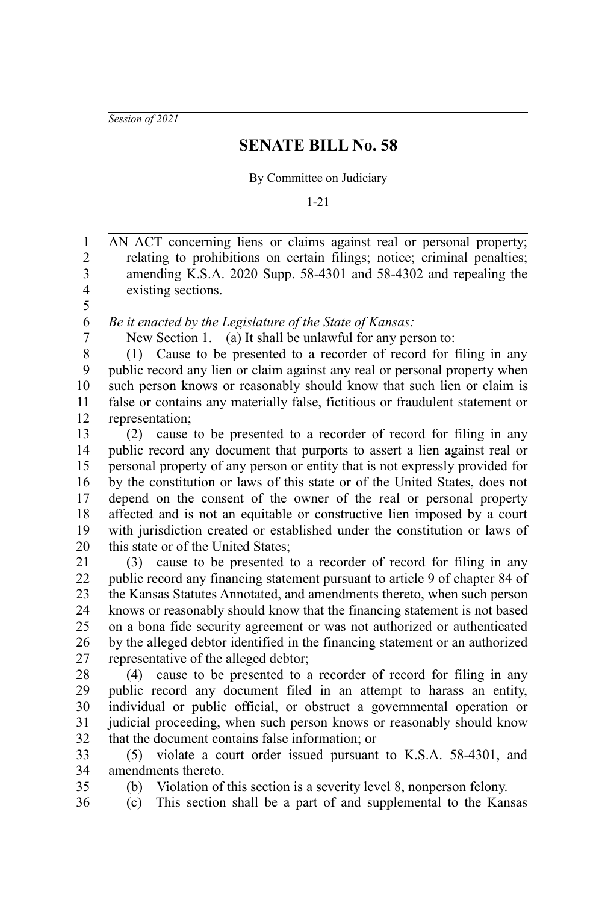*Session of 2021*

# SENATE BILL No. 58

By Committee on Judiciary

1-21

AN ACT concerning liens or claims against real or personal property; relating to prohibitions on certain filings; notice; criminal penalties; amending K.S.A. 2020 Supp. 58-4301 and 58-4302 and repealing the existing sections.

*Be it enacted by the Legislature of the State of Kansas:*

New Section 1. (a) It shall be unlawful for any person to:

(1) Cause to be presented to a recorder of record for filing in any public record any lien or claim against any real or personal property when such person knows or reasonably should know that such lien or claim is false or contains any materially false, fictitious or fraudulent statement or representation;

(2) cause to be presented to a recorder of record for filing in any public record any document that purports to assert a lien against real or personal property of any person or entity that is not expressly provided for by the constitution or laws of this state or of the United States, does not depend on the consent of the owner of the real or personal property affected and is not an equitable or constructive lien imposed by a court with jurisdiction created or established under the constitution or laws of this state or of the United States;

(3) cause to be presented to a recorder of record for filing in any public record any financing statement pursuant to article 9 of chapter 84 of the Kansas Statutes Annotated, and amendments thereto, when such person knows or reasonably should know that the financing statement is not based on a bona fide security agreement or was not authorized or authenticated by the alleged debtor identified in the financing statement or an authorized representative of the alleged debtor;

(4) cause to be presented to a recorder of record for filing in any public record any document filed in an attempt to harass an entity, individual or public official, or obstruct a governmental operation or judicial proceeding, when such person knows or reasonably should know that the document contains false information; or

(5) violate a court order issued pursuant to K.S.A. 58-4301, and amendments thereto.

(b) Violation of this section is a severity level 8, nonperson felony.

(c) This section shall be a part of and supplemental to the Kansas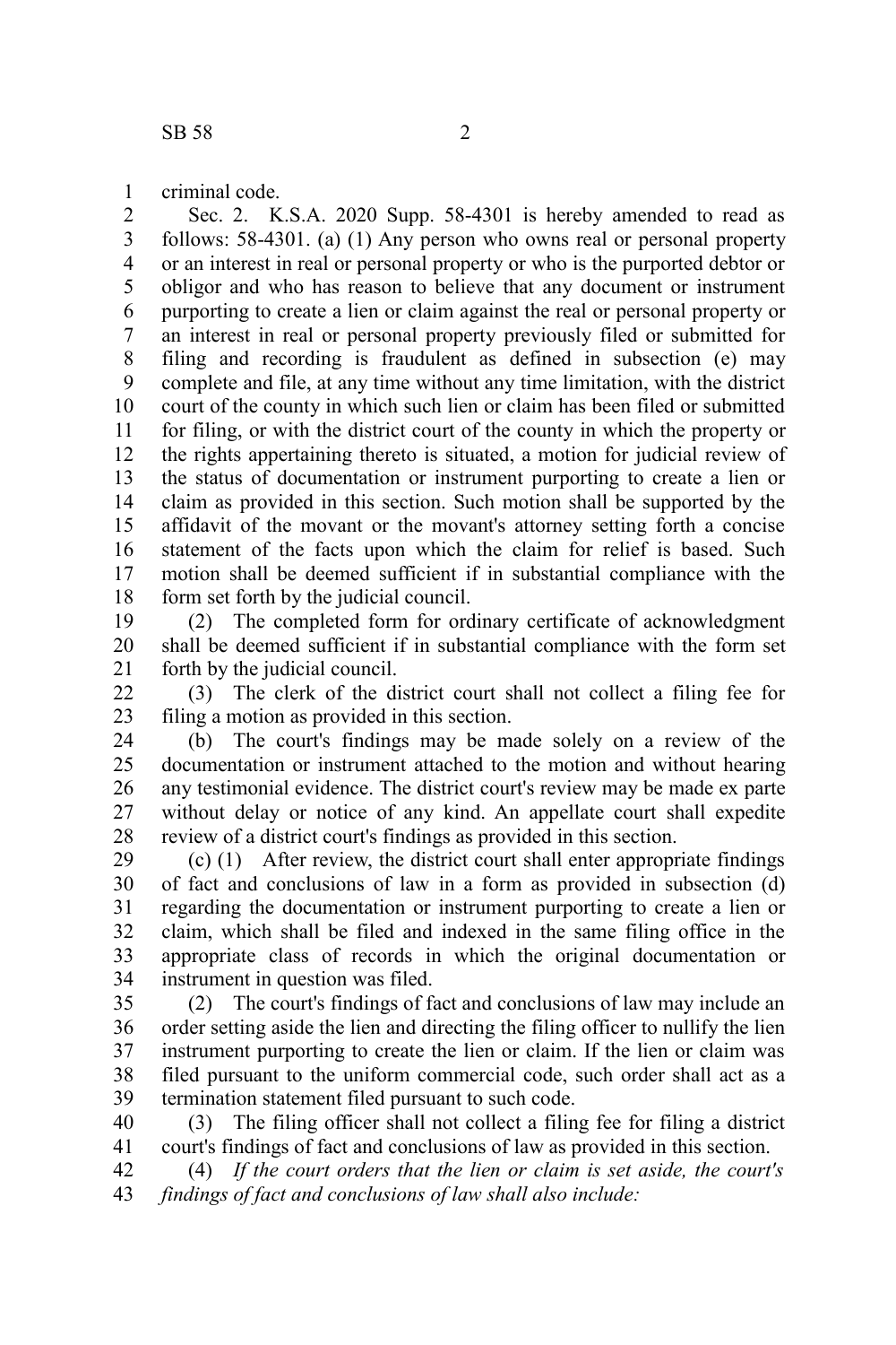criminal code.

Sec. 2. K.S.A. 2020 Supp. 58-4301 is hereby amended to read as follows: 58-4301. (a) (1) Any person who owns real or personal property or an interest in real or personal property or who is the purported debtor or obligor and who has reason to believe that any document or instrument purporting to create a lien or claim against the real or personal property or an interest in real or personal property previously filed or submitted for filing and recording is fraudulent as defined in subsection (e) may complete and file, at any time without any time limitation, with the district court of the county in which such lien or claim has been filed or submitted for filing, or with the district court of the county in which the property or the rights appertaining thereto is situated, a motion for judicial review of the status of documentation or instrument purporting to create a lien or claim as provided in this section. Such motion shall be supported by the affidavit of the movant or the movant's attorney setting forth a concise statement of the facts upon which the claim for relief is based. Such motion shall be deemed sufficient if in substantial compliance with the form set forth by the judicial council.

(2) The completed form for ordinary certificate of acknowledgment shall be deemed sufficient if in substantial compliance with the form set forth by the judicial council.

(3) The clerk of the district court shall not collect a filing fee for filing a motion as provided in this section.

(b) The court's findings may be made solely on a review of the documentation or instrument attached to the motion and without hearing any testimonial evidence. The district court's review may be made ex parte without delay or notice of any kind. An appellate court shall expedite review of a district court's findings as provided in this section.

(c) (1) After review, the district court shall enter appropriate findings of fact and conclusions of law in a form as provided in subsection (d) regarding the documentation or instrument purporting to create a lien or claim, which shall be filed and indexed in the same filing office in the appropriate class of records in which the original documentation or instrument in question was filed.

(2) The court's findings of fact and conclusions of law may include an order setting aside the lien and directing the filing officer to nullify the lien instrument purporting to create the lien or claim. If the lien or claim was filed pursuant to the uniform commercial code, such order shall act as a termination statement filed pursuant to such code.

(3) The filing officer shall not collect a filing fee for filing a district court's findings of fact and conclusions of law as provided in this section.

(4) *If the court orders that the lien or claim is set aside, the court's findings of fact and conclusions of law shall also include:*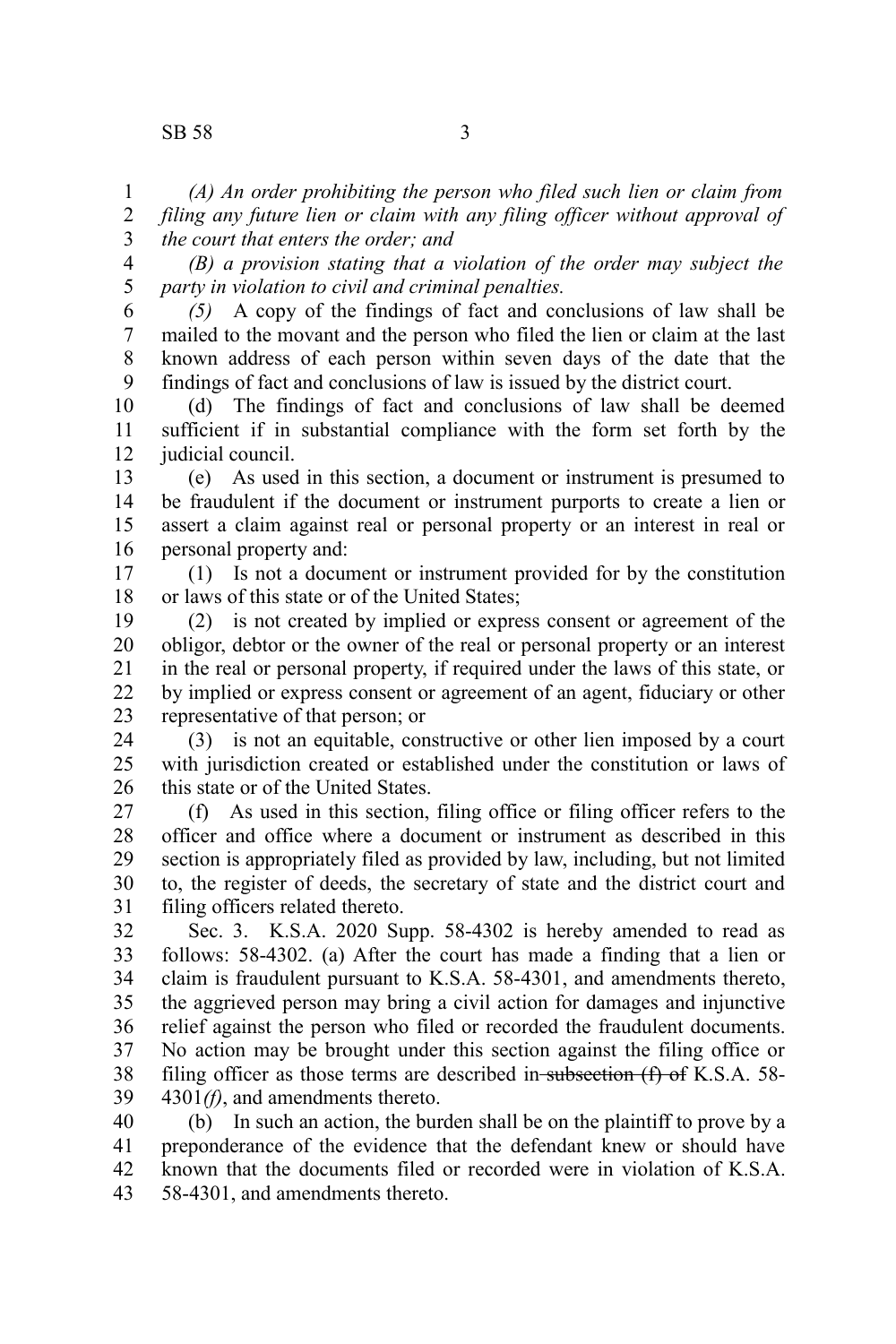*(A) An order prohibiting the person who filed such lien or claim from filing any future lien or claim with any filing officer without approval of the court that enters the order; and*

*(B) a provision stating that a violation of the order may subject the party in violation to civil and criminal penalties.*

*(5)* A copy of the findings of fact and conclusions of law shall be mailed to the movant and the person who filed the lien or claim at the last known address of each person within seven days of the date that the findings of fact and conclusions of law is issued by the district court.

(d) The findings of fact and conclusions of law shall be deemed sufficient if in substantial compliance with the form set forth by the judicial council.

(e) As used in this section, a document or instrument is presumed to be fraudulent if the document or instrument purports to create a lien or assert a claim against real or personal property or an interest in real or personal property and:

(1) Is not a document or instrument provided for by the constitution or laws of this state or of the United States;

(2) is not created by implied or express consent or agreement of the obligor, debtor or the owner of the real or personal property or an interest in the real or personal property, if required under the laws of this state, or by implied or express consent or agreement of an agent, fiduciary or other representative of that person; or

(3) is not an equitable, constructive or other lien imposed by a court with jurisdiction created or established under the constitution or laws of this state or of the United States.

(f) As used in this section, filing office or filing officer refers to the officer and office where a document or instrument as described in this section is appropriately filed as provided by law, including, but not limited to, the register of deeds, the secretary of state and the district court and filing officers related thereto.

Sec. 3. K.S.A. 2020 Supp. 58-4302 is hereby amended to read as follows: 58-4302. (a) After the court has made a finding that a lien or claim is fraudulent pursuant to K.S.A. 58-4301, and amendments thereto, the aggrieved person may bring a civil action for damages and injunctive relief against the person who filed or recorded the fraudulent documents. No action may be brought under this section against the filing office or filing officer as those terms are described in ~~subsection (f) of~~ K.S.A. 58-4301*(f)*, and amendments thereto.

(b) In such an action, the burden shall be on the plaintiff to prove by a preponderance of the evidence that the defendant knew or should have known that the documents filed or recorded were in violation of K.S.A. 58-4301, and amendments thereto.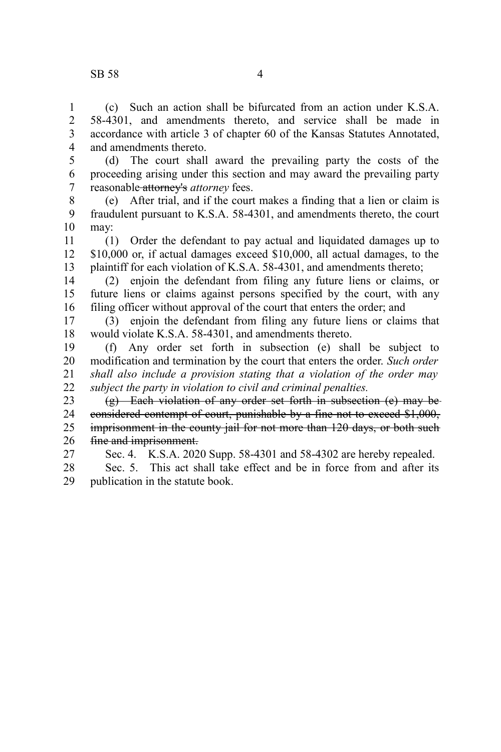(c) Such an action shall be bifurcated from an action under K.S.A. 58-4301, and amendments thereto, and service shall be made in accordance with article 3 of chapter 60 of the Kansas Statutes Annotated, and amendments thereto.

(d) The court shall award the prevailing party the costs of the proceeding arising under this section and may award the prevailing party reasonable ~~attorney's~~ *attorney* fees.

(e) After trial, and if the court makes a finding that a lien or claim is fraudulent pursuant to K.S.A. 58-4301, and amendments thereto, the court may:

(1) Order the defendant to pay actual and liquidated damages up to $10,000 or, if actual damages exceed $10,000, all actual damages, to the plaintiff for each violation of K.S.A. 58-4301, and amendments thereto;

(2) enjoin the defendant from filing any future liens or claims, or future liens or claims against persons specified by the court, with any filing officer without approval of the court that enters the order; and

(3) enjoin the defendant from filing any future liens or claims that would violate K.S.A. 58-4301, and amendments thereto.

(f) Any order set forth in subsection (e) shall be subject to modification and termination by the court that enters the order. *Such order shall also include a provision stating that a violation of the order may subject the party in violation to civil and criminal penalties.*

~~(g) Each violation of any order set forth in subsection (e) may be considered contempt of court, punishable by a fine not to exceed $1,000, imprisonment in the county jail for not more than 120 days, or both such fine and imprisonment.~~

Sec. 4. K.S.A. 2020 Supp. 58-4301 and 58-4302 are hereby repealed.

Sec. 5. This act shall take effect and be in force from and after its publication in the statute book.